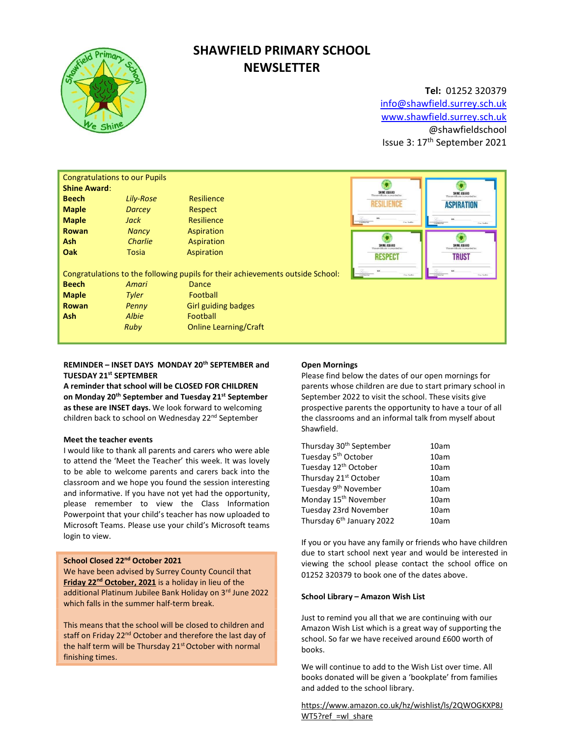# SHAWFIELD PRIMARY SCHOOL NEWSLETTER

**Tel:** 01252 320379
info@shawfield.surrey.sch.uk
www.shawfield.surrey.sch.uk
@shawfieldschool
Issue 3: 17th September 2021

Congratulations to our Pupils

**Shine Award:**

| | | |
|---|---|---|
| **Beech** | *Lily-Rose* | Resilience |
| **Maple** | *Darcey* | Respect |
| **Maple** | *Jack* | Resilience |
| **Rowan** | *Nancy* | Aspiration |
| **Ash** | *Charlie* | Aspiration |
| **Oak** | Tosia | Aspiration |

Congratulations to the following pupils for their achievements outside School:

| | | |
|---|---|---|
| **Beech** | *Amari* | Dance |
| **Maple** | *Tyler* | Football |
| **Rowan** | *Penny* | Girl guiding badges |
| **Ash** | *Albie* | Football |
| | *Ruby* | Online Learning/Craft |

**REMINDER – INSET DAYS MONDAY 20th SEPTEMBER and TUESDAY 21st SEPTEMBER**

**A reminder that school will be CLOSED FOR CHILDREN on Monday 20th September and Tuesday 21st September as these are INSET days.** We look forward to welcoming children back to school on Wednesday 22nd September

**Meet the teacher events**

I would like to thank all parents and carers who were able to attend the 'Meet the Teacher' this week. It was lovely to be able to welcome parents and carers back into the classroom and we hope you found the session interesting and informative. If you have not yet had the opportunity, please remember to view the Class Information Powerpoint that your child's teacher has now uploaded to Microsoft Teams. Please use your child's Microsoft teams login to view.

**School Closed 22nd October 2021**

We have been advised by Surrey County Council that **Friday 22nd October, 2021** is a holiday in lieu of the additional Platinum Jubilee Bank Holiday on 3rd June 2022 which falls in the summer half-term break.

This means that the school will be closed to children and staff on Friday 22nd October and therefore the last day of the half term will be Thursday 21st October with normal finishing times.

**Open Mornings**

Please find below the dates of our open mornings for parents whose children are due to start primary school in September 2022 to visit the school. These visits give prospective parents the opportunity to have a tour of all the classrooms and an informal talk from myself about Shawfield.

| | |
|---|---|
| Thursday 30th September | 10am |
| Tuesday 5th October | 10am |
| Tuesday 12th October | 10am |
| Thursday 21st October | 10am |
| Tuesday 9th November | 10am |
| Monday 15th November | 10am |
| Tuesday 23rd November | 10am |
| Thursday 6th January 2022 | 10am |

If you or you have any family or friends who have children due to start school next year and would be interested in viewing the school please contact the school office on 01252 320379 to book one of the dates above.

**School Library – Amazon Wish List**

Just to remind you all that we are continuing with our Amazon Wish List which is a great way of supporting the school. So far we have received around £600 worth of books.

We will continue to add to the Wish List over time. All books donated will be given a 'bookplate' from families and added to the school library.

https://www.amazon.co.uk/hz/wishlist/ls/2QWOGKXP8JWT5?ref_=wl_share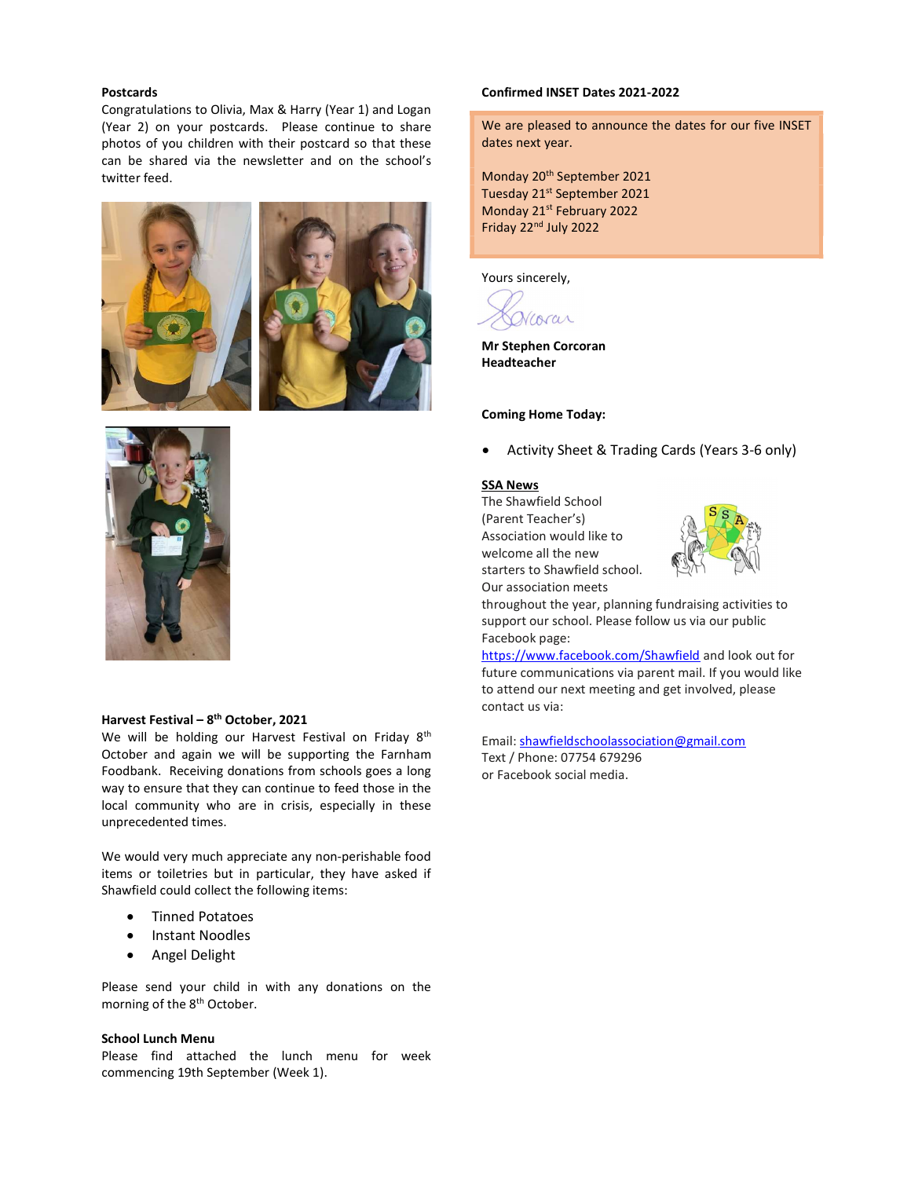**Postcards**

Congratulations to Olivia, Max & Harry (Year 1) and Logan (Year 2) on your postcards. Please continue to share photos of you children with their postcard so that these can be shared via the newsletter and on the school's twitter feed.

**Harvest Festival – 8th October, 2021**

We will be holding our Harvest Festival on Friday 8th October and again we will be supporting the Farnham Foodbank. Receiving donations from schools goes a long way to ensure that they can continue to feed those in the local community who are in crisis, especially in these unprecedented times.

We would very much appreciate any non-perishable food items or toiletries but in particular, they have asked if Shawfield could collect the following items:

- Tinned Potatoes
- Instant Noodles
- Angel Delight

Please send your child in with any donations on the morning of the 8th October.

**School Lunch Menu**

Please find attached the lunch menu for week commencing 19th September (Week 1).

**Confirmed INSET Dates 2021-2022**

We are pleased to announce the dates for our five INSET dates next year.

Monday 20th September 2021
Tuesday 21st September 2021
Monday 21st February 2022
Friday 22nd July 2022

Yours sincerely,

**Mr Stephen Corcoran**
**Headteacher**

**Coming Home Today:**

- Activity Sheet & Trading Cards (Years 3-6 only)

**SSA News**

The Shawfield School (Parent Teacher's) Association would like to welcome all the new starters to Shawfield school. Our association meets throughout the year, planning fundraising activities to support our school. Please follow us via our public Facebook page: https://www.facebook.com/Shawfield and look out for future communications via parent mail. If you would like to attend our next meeting and get involved, please contact us via:

Email: shawfieldschoolassociation@gmail.com
Text / Phone: 07754 679296
or Facebook social media.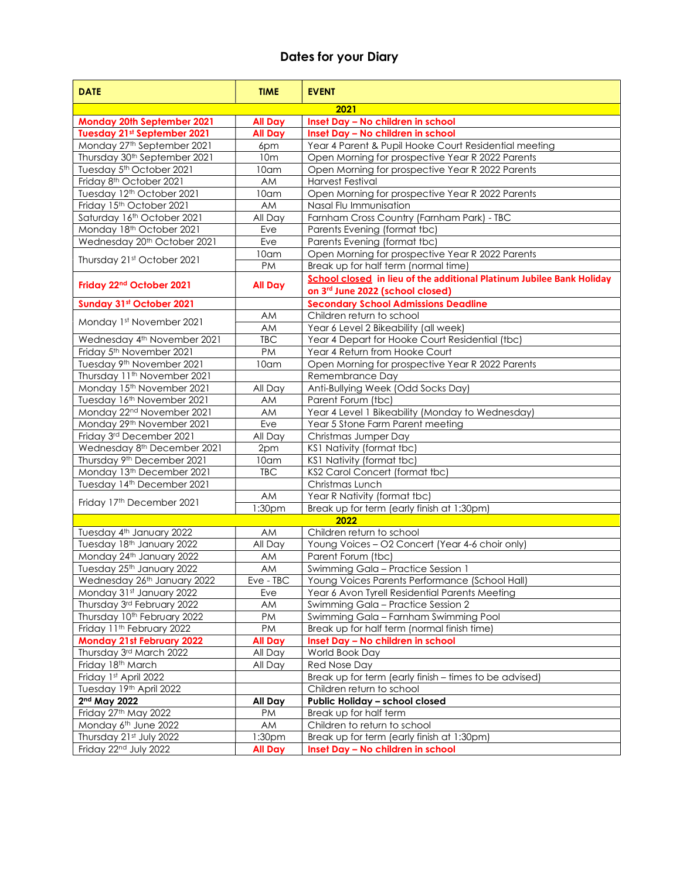# Dates for your Diary

| DATE | TIME | EVENT |
|---|---|---|
| **2021** | | |
| **Monday 20th September 2021** | **All Day** | **Inset Day – No children in school** |
| **Tuesday 21st September 2021** | **All Day** | **Inset Day – No children in school** |
| Monday 27th September 2021 | 6pm | Year 4 Parent & Pupil Hooke Court Residential meeting |
| Thursday 30th September 2021 | 10m | Open Morning for prospective Year R 2022 Parents |
| Tuesday 5th October 2021 | 10am | Open Morning for prospective Year R 2022 Parents |
| Friday 8th October 2021 | AM | Harvest Festival |
| Tuesday 12th October 2021 | 10am | Open Morning for prospective Year R 2022 Parents |
| Friday 15th October 2021 | AM | Nasal Flu Immunisation |
| Saturday 16th October 2021 | All Day | Farnham Cross Country (Farnham Park) - TBC |
| Monday 18th October 2021 | Eve | Parents Evening (format tbc) |
| Wednesday 20th October 2021 | Eve | Parents Evening (format tbc) |
| Thursday 21st October 2021 | 10am | Open Morning for prospective Year R 2022 Parents |
| | PM | Break up for half term (normal time) |
| **Friday 22nd October 2021** | **All Day** | **School closed in lieu of the additional Platinum Jubilee Bank Holiday on 3rd June 2022 (school closed)** |
| **Sunday 31st October 2021** | | **Secondary School Admissions Deadline** |
| Monday 1st November 2021 | AM | Children return to school |
| | AM | Year 6 Level 2 Bikeability (all week) |
| Wednesday 4th November 2021 | TBC | Year 4 Depart for Hooke Court Residential (tbc) |
| Friday 5th November 2021 | PM | Year 4 Return from Hooke Court |
| Tuesday 9th November 2021 | 10am | Open Morning for prospective Year R 2022 Parents |
| Thursday 11th November 2021 | | Remembrance Day |
| Monday 15th November 2021 | All Day | Anti-Bullying Week (Odd Socks Day) |
| Tuesday 16th November 2021 | AM | Parent Forum (tbc) |
| Monday 22nd November 2021 | AM | Year 4 Level 1 Bikeability (Monday to Wednesday) |
| Monday 29th November 2021 | Eve | Year 5 Stone Farm Parent meeting |
| Friday 3rd December 2021 | All Day | Christmas Jumper Day |
| Wednesday 8th December 2021 | 2pm | KS1 Nativity (format tbc) |
| Thursday 9th December 2021 | 10am | KS1 Nativity (format tbc) |
| Monday 13th December 2021 | TBC | KS2 Carol Concert (format tbc) |
| Tuesday 14th December 2021 | | Christmas Lunch |
| Friday 17th December 2021 | AM | Year R Nativity (format tbc) |
| | 1:30pm | Break up for term (early finish at 1:30pm) |
| **2022** | | |
| Tuesday 4th January 2022 | AM | Children return to school |
| Tuesday 18th January 2022 | All Day | Young Voices – O2 Concert (Year 4-6 choir only) |
| Monday 24th January 2022 | AM | Parent Forum (tbc) |
| Tuesday 25th January 2022 | AM | Swimming Gala – Practice Session 1 |
| Wednesday 26th January 2022 | Eve - TBC | Young Voices Parents Performance (School Hall) |
| Monday 31st January 2022 | Eve | Year 6 Avon Tyrell Residential Parents Meeting |
| Thursday 3rd February 2022 | AM | Swimming Gala – Practice Session 2 |
| Thursday 10th February 2022 | PM | Swimming Gala – Farnham Swimming Pool |
| Friday 11th February 2022 | PM | Break up for half term (normal finish time) |
| **Monday 21st February 2022** | **All Day** | **Inset Day – No children in school** |
| Thursday 3rd March 2022 | All Day | World Book Day |
| Friday 18th March | All Day | Red Nose Day |
| Friday 1st April 2022 | | Break up for term (early finish – times to be advised) |
| Tuesday 19th April 2022 | | Children return to school |
| **2nd May 2022** | **All Day** | **Public Holiday – school closed** |
| Friday 27th May 2022 | PM | Break up for half term |
| Monday 6th June 2022 | AM | Children to return to school |
| Thursday 21st July 2022 | 1:30pm | Break up for term (early finish at 1:30pm) |
| Friday 22nd July 2022 | **All Day** | **Inset Day – No children in school** |